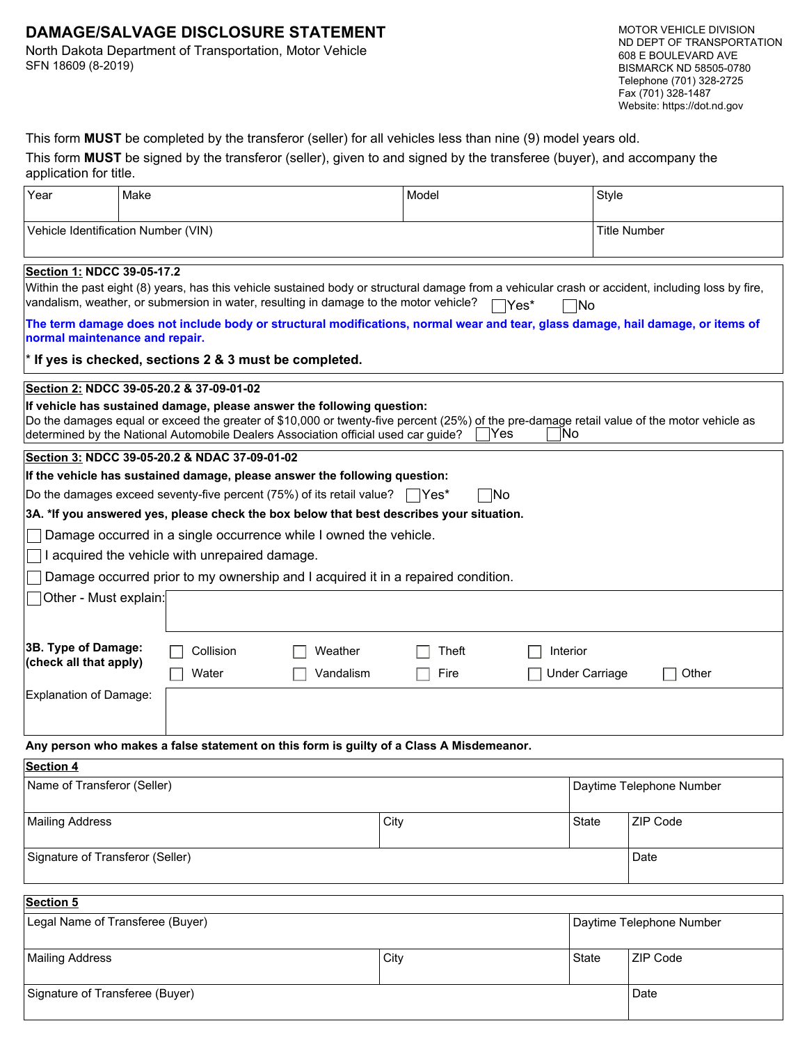# DAMAGE/SALVAGE DISCLOSURE STATEMENT

North Dakota Department of Transportation, Motor Vehicle
SFN 18609 (8-2019)

MOTOR VEHICLE DIVISION
ND DEPT OF TRANSPORTATION
608 E BOULEVARD AVE
BISMARCK ND 58505-0780
Telephone (701) 328-2725
Fax (701) 328-1487
Website: https://dot.nd.gov

This form **MUST** be completed by the transferor (seller) for all vehicles less than nine (9) model years old.

This form **MUST** be signed by the transferor (seller), given to and signed by the transferee (buyer), and accompany the application for title.

| Year | Make | Model | Style |
|---|---|---|---|
| Vehicle Identification Number (VIN) | | | Title Number |

**Section 1: NDCC 39-05-17.2**

Within the past eight (8) years, has this vehicle sustained body or structural damage from a vehicular crash or accident, including loss by fire, vandalism, weather, or submersion in water, resulting in damage to the motor vehicle? ☐ Yes* ☐ No

**The term damage does not include body or structural modifications, normal wear and tear, glass damage, hail damage, or items of normal maintenance and repair.**

**\* If yes is checked, sections 2 & 3 must be completed.**

**Section 2: NDCC 39-05-20.2 & 37-09-01-02**

**If vehicle has sustained damage, please answer the following question:**

Do the damages equal or exceed the greater of $10,000 or twenty-five percent (25%) of the pre-damage retail value of the motor vehicle as determined by the National Automobile Dealers Association official used car guide? ☐ Yes ☐ No

**Section 3: NDCC 39-05-20.2 & NDAC 37-09-01-02**

**If the vehicle has sustained damage, please answer the following question:**

Do the damages exceed seventy-five percent (75%) of its retail value? ☐ Yes* ☐ No

**3A. *If you answered yes, please check the box below that best describes your situation.**

☐ Damage occurred in a single occurrence while I owned the vehicle.

☐ I acquired the vehicle with unrepaired damage.

☐ Damage occurred prior to my ownership and I acquired it in a repaired condition.

☐ Other - Must explain:

**3B. Type of Damage: (check all that apply)**

☐ Collision ☐ Weather ☐ Theft ☐ Interior
☐ Water ☐ Vandalism ☐ Fire ☐ Under Carriage ☐ Other

Explanation of Damage:

**Any person who makes a false statement on this form is guilty of a Class A Misdemeanor.**

**Section 4**

| Name of Transferor (Seller) | | Daytime Telephone Number | |
|---|---|---|---|
| Mailing Address | City | State | ZIP Code |
| Signature of Transferor (Seller) | | | Date |

**Section 5**

| Legal Name of Transferee (Buyer) | | Daytime Telephone Number | |
|---|---|---|---|
| Mailing Address | City | State | ZIP Code |
| Signature of Transferee (Buyer) | | | Date |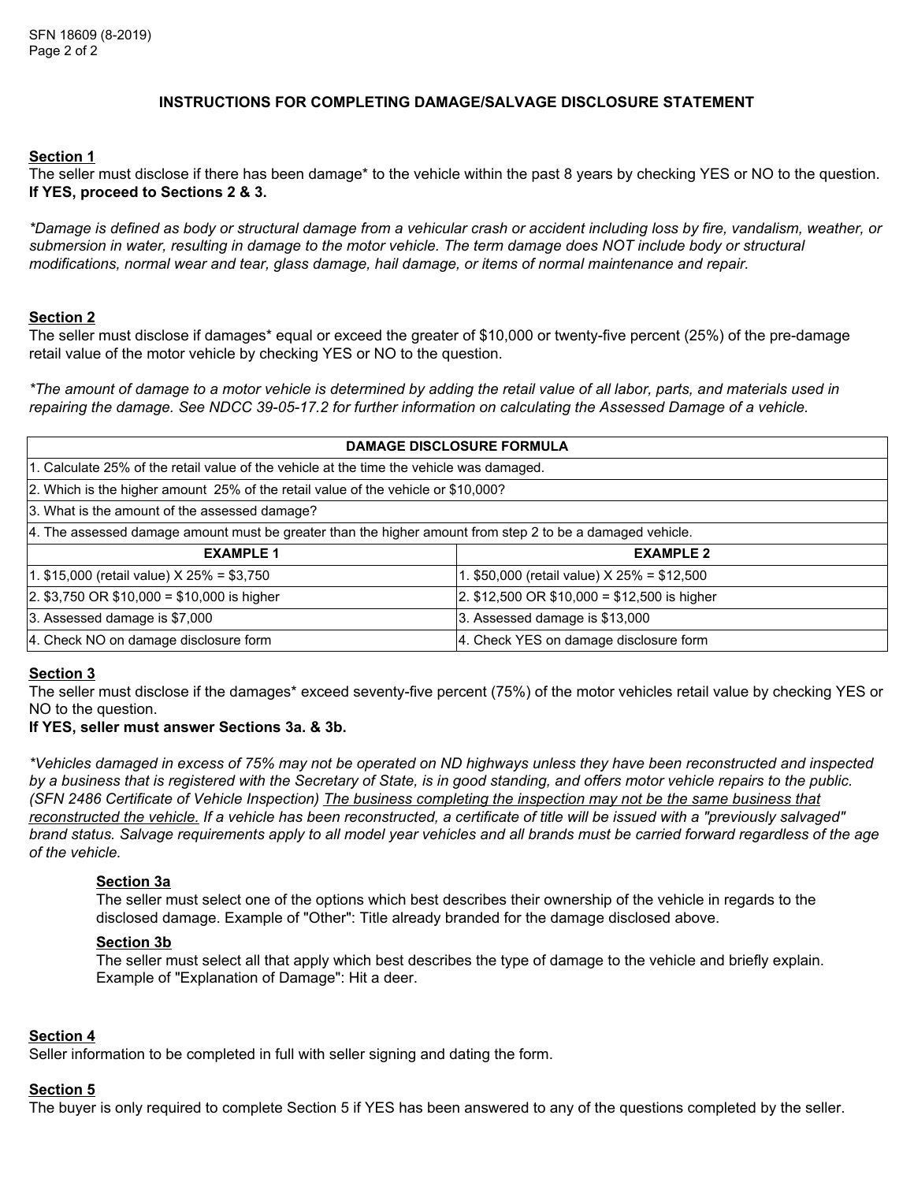# INSTRUCTIONS FOR COMPLETING DAMAGE/SALVAGE DISCLOSURE STATEMENT

## Section 1

The seller must disclose if there has been damage* to the vehicle within the past 8 years by checking YES or NO to the question. **If YES, proceed to Sections 2 & 3.**

*\*Damage is defined as body or structural damage from a vehicular crash or accident including loss by fire, vandalism, weather, or submersion in water, resulting in damage to the motor vehicle. The term damage does NOT include body or structural modifications, normal wear and tear, glass damage, hail damage, or items of normal maintenance and repair.*

## Section 2

The seller must disclose if damages* equal or exceed the greater of $10,000 or twenty-five percent (25%) of the pre-damage retail value of the motor vehicle by checking YES or NO to the question.

*\*The amount of damage to a motor vehicle is determined by adding the retail value of all labor, parts, and materials used in repairing the damage. See NDCC 39-05-17.2 for further information on calculating the Assessed Damage of a vehicle.*

| DAMAGE DISCLOSURE FORMULA | |
|---|---|
| 1. Calculate 25% of the retail value of the vehicle at the time the vehicle was damaged. | |
| 2. Which is the higher amount 25% of the retail value of the vehicle or $10,000? | |
| 3. What is the amount of the assessed damage? | |
| 4. The assessed damage amount must be greater than the higher amount from step 2 to be a damaged vehicle. | |
| **EXAMPLE 1** | **EXAMPLE 2** |
| 1. $15,000 (retail value) X 25% = $3,750 | 1. $50,000 (retail value) X 25% = $12,500 |
| 2. $3,750 OR $10,000 = $10,000 is higher | 2. $12,500 OR $10,000 = $12,500 is higher |
| 3. Assessed damage is $7,000 | 3. Assessed damage is $13,000 |
| 4. Check NO on damage disclosure form | 4. Check YES on damage disclosure form |

## Section 3

The seller must disclose if the damages* exceed seventy-five percent (75%) of the motor vehicles retail value by checking YES or NO to the question.
**If YES, seller must answer Sections 3a. & 3b.**

*\*Vehicles damaged in excess of 75% may not be operated on ND highways unless they have been reconstructed and inspected by a business that is registered with the Secretary of State, is in good standing, and offers motor vehicle repairs to the public. (SFN 2486 Certificate of Vehicle Inspection) <u>The business completing the inspection may not be the same business that reconstructed the vehicle.</u> If a vehicle has been reconstructed, a certificate of title will be issued with a "previously salvaged" brand status. Salvage requirements apply to all model year vehicles and all brands must be carried forward regardless of the age of the vehicle.*

### Section 3a

The seller must select one of the options which best describes their ownership of the vehicle in regards to the disclosed damage. Example of "Other": Title already branded for the damage disclosed above.

### Section 3b

The seller must select all that apply which best describes the type of damage to the vehicle and briefly explain. Example of "Explanation of Damage": Hit a deer.

## Section 4

Seller information to be completed in full with seller signing and dating the form.

## Section 5

The buyer is only required to complete Section 5 if YES has been answered to any of the questions completed by the seller.